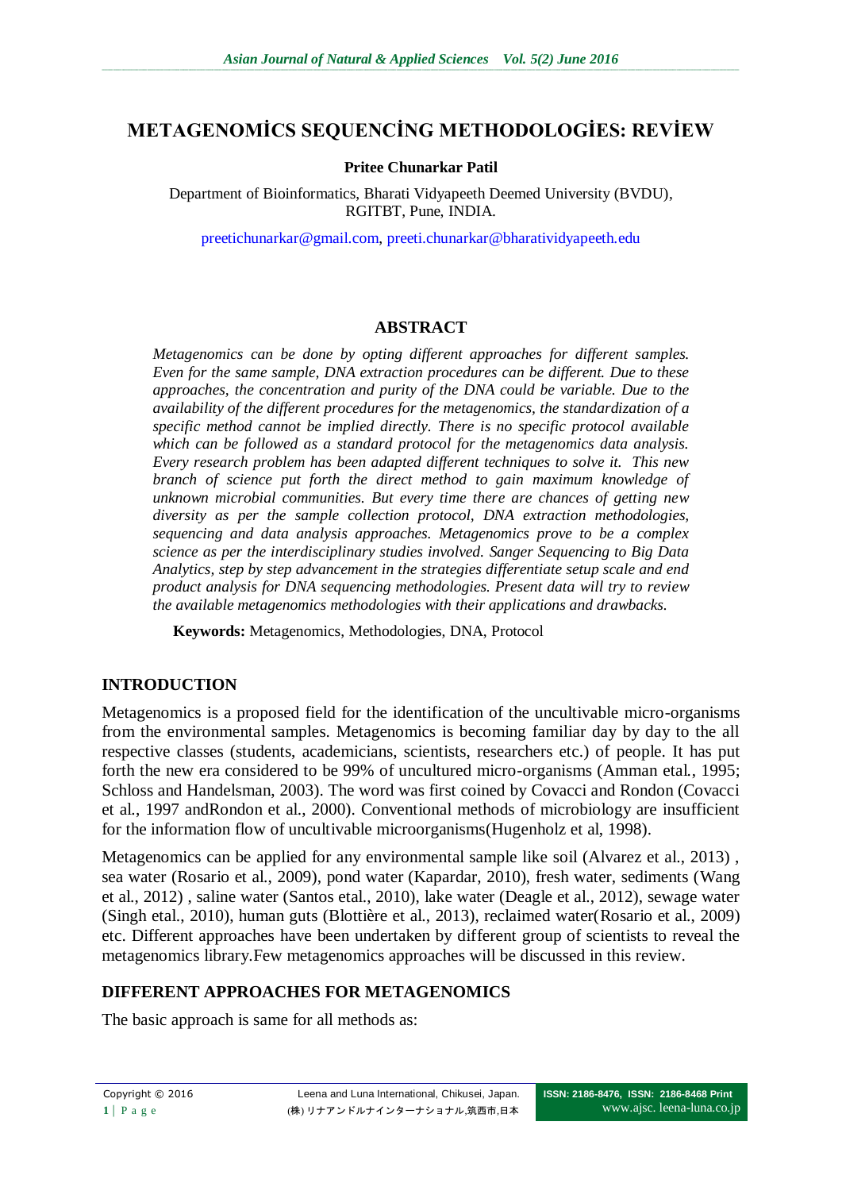# METAGENOMİCS SEQUENCİNG METHODOLOGİES: REVİEW

**Pritee Chunarkar Patil**

Department of Bioinformatics, Bharati Vidyapeeth Deemed University (BVDU), RGITBT, Pune, INDIA.

preetichunarkar@gmail.com, preeti.chunarkar@bharatividyapeeth.edu

## ABSTRACT

*Metagenomics can be done by opting different approaches for different samples. Even for the same sample, DNA extraction procedures can be different. Due to these approaches, the concentration and purity of the DNA could be variable. Due to the availability of the different procedures for the metagenomics, the standardization of a specific method cannot be implied directly. There is no specific protocol available which can be followed as a standard protocol for the metagenomics data analysis. Every research problem has been adapted different techniques to solve it. This new branch of science put forth the direct method to gain maximum knowledge of unknown microbial communities. But every time there are chances of getting new diversity as per the sample collection protocol, DNA extraction methodologies, sequencing and data analysis approaches. Metagenomics prove to be a complex science as per the interdisciplinary studies involved. Sanger Sequencing to Big Data Analytics, step by step advancement in the strategies differentiate setup scale and end product analysis for DNA sequencing methodologies. Present data will try to review the available metagenomics methodologies with their applications and drawbacks.*

**Keywords:** Metagenomics, Methodologies, DNA, Protocol

## INTRODUCTION

Metagenomics is a proposed field for the identification of the uncultivable micro-organisms from the environmental samples. Metagenomics is becoming familiar day by day to the all respective classes (students, academicians, scientists, researchers etc.) of people. It has put forth the new era considered to be 99% of uncultured micro-organisms (Amman etal., 1995; Schloss and Handelsman, 2003). The word was first coined by Covacci and Rondon (Covacci et al., 1997 andRondon et al., 2000). Conventional methods of microbiology are insufficient for the information flow of uncultivable microorganisms(Hugenholz et al, 1998).

Metagenomics can be applied for any environmental sample like soil (Alvarez et al., 2013) , sea water (Rosario et al., 2009), pond water (Kapardar, 2010), fresh water, sediments (Wang et al., 2012) , saline water (Santos etal., 2010), lake water (Deagle et al., 2012), sewage water (Singh etal., 2010), human guts (Blottière et al., 2013), reclaimed water(Rosario et al., 2009) etc. Different approaches have been undertaken by different group of scientists to reveal the metagenomics library.Few metagenomics approaches will be discussed in this review.

## DIFFERENT APPROACHES FOR METAGENOMICS

The basic approach is same for all methods as: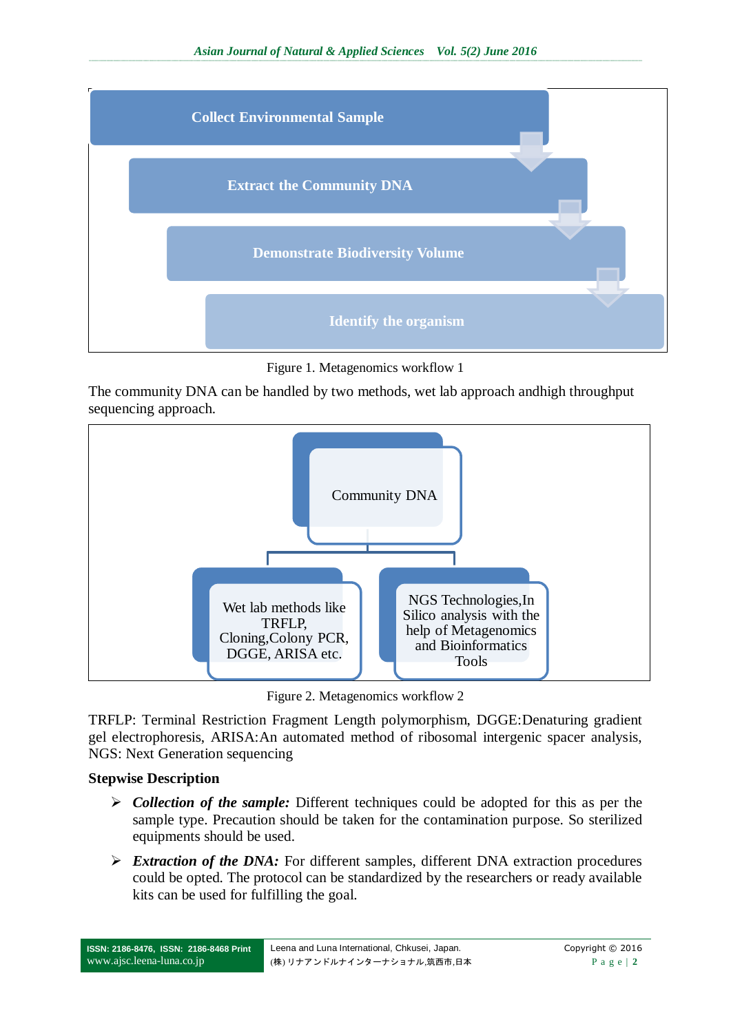Collect Environmental Sample

Extract the Community DNA

Demonstrate Biodiversity Volume

Identify the organism

Figure 1. Metagenomics workflow 1

The community DNA can be handled by two methods, wet lab approach andhigh throughput sequencing approach.

Community DNA

Wet lab methods like TRFLP, Cloning,Colony PCR, DGGE, ARISA etc.

NGS Technologies,In Silico analysis with the help of Metagenomics and Bioinformatics Tools

Figure 2. Metagenomics workflow 2

TRFLP: Terminal Restriction Fragment Length polymorphism, DGGE:Denaturing gradient gel electrophoresis, ARISA:An automated method of ribosomal intergenic spacer analysis, NGS: Next Generation sequencing

**Stepwise Description**

- ***Collection of the sample:*** Different techniques could be adopted for this as per the sample type. Precaution should be taken for the contamination purpose. So sterilized equipments should be used.
- ***Extraction of the DNA:*** For different samples, different DNA extraction procedures could be opted. The protocol can be standardized by the researchers or ready available kits can be used for fulfilling the goal.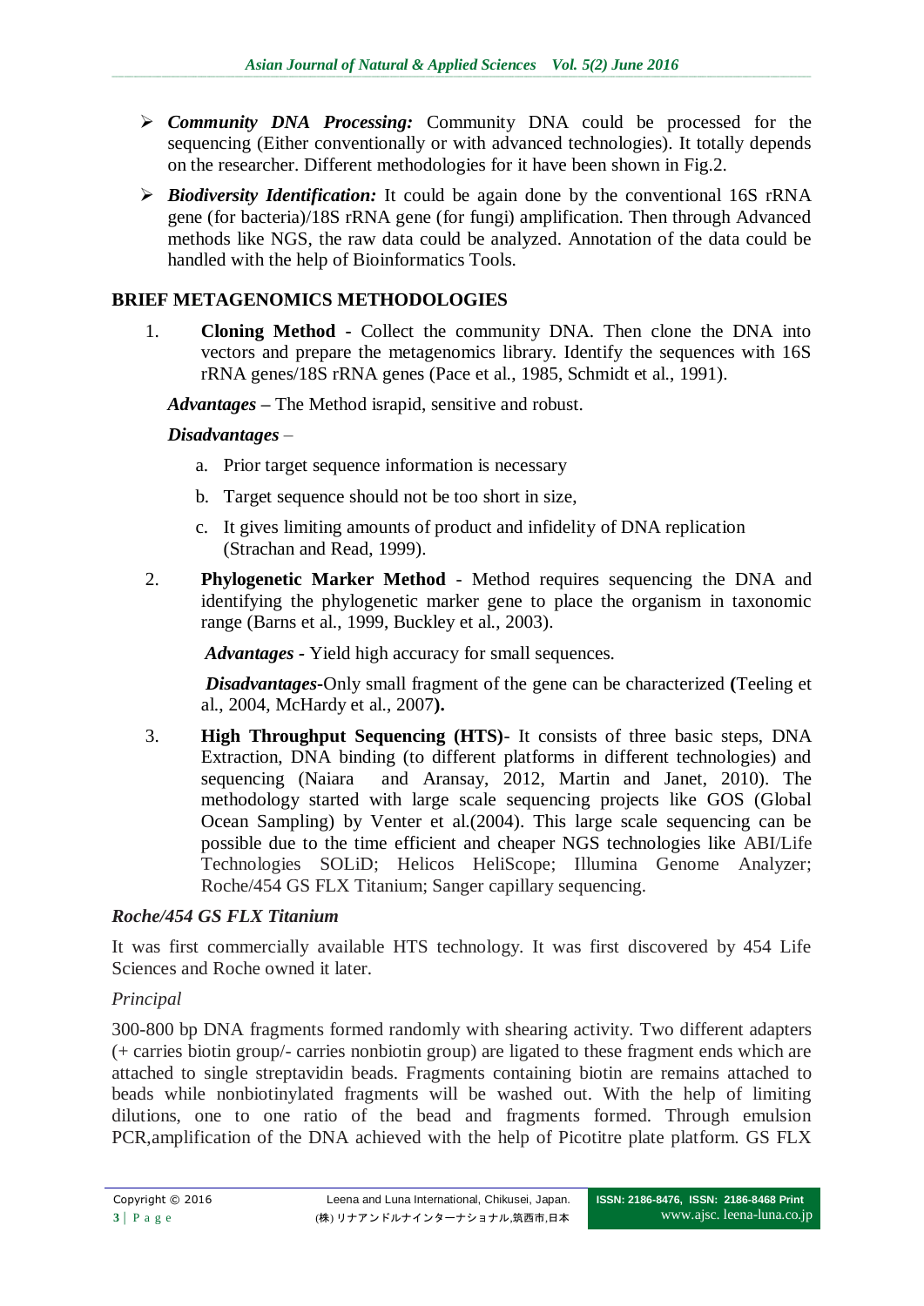- ***Community DNA Processing:*** Community DNA could be processed for the sequencing (Either conventionally or with advanced technologies). It totally depends on the researcher. Different methodologies for it have been shown in Fig.2.
- ***Biodiversity Identification:*** It could be again done by the conventional 16S rRNA gene (for bacteria)/18S rRNA gene (for fungi) amplification. Then through Advanced methods like NGS, the raw data could be analyzed. Annotation of the data could be handled with the help of Bioinformatics Tools.

## BRIEF METAGENOMICS METHODOLOGIES

1. **Cloning Method -** Collect the community DNA. Then clone the DNA into vectors and prepare the metagenomics library. Identify the sequences with 16S rRNA genes/18S rRNA genes (Pace et al., 1985, Schmidt et al., 1991).

   ***Advantages –*** The Method israpid, sensitive and robust.

   ***Disadvantages*** –

   a. Prior target sequence information is necessary
   b. Target sequence should not be too short in size,
   c. It gives limiting amounts of product and infidelity of DNA replication (Strachan and Read, 1999).

2. **Phylogenetic Marker Method** - Method requires sequencing the DNA and identifying the phylogenetic marker gene to place the organism in taxonomic range (Barns et al., 1999, Buckley et al., 2003).

   ***Advantages -*** Yield high accuracy for small sequences.

   ***Disadvantages-***Only small fragment of the gene can be characterized **(**Teeling et al., 2004, McHardy et al., 2007**).**

3. **High Throughput Sequencing (HTS)**- It consists of three basic steps, DNA Extraction, DNA binding (to different platforms in different technologies) and sequencing (Naiara and Aransay, 2012, Martin and Janet, 2010). The methodology started with large scale sequencing projects like GOS (Global Ocean Sampling) by Venter et al.(2004). This large scale sequencing can be possible due to the time efficient and cheaper NGS technologies like ABI/Life Technologies SOLiD; Helicos HeliScope; Illumina Genome Analyzer; Roche/454 GS FLX Titanium; Sanger capillary sequencing.

### *Roche/454 GS FLX Titanium*

It was first commercially available HTS technology. It was first discovered by 454 Life Sciences and Roche owned it later.

*Principal*

300-800 bp DNA fragments formed randomly with shearing activity. Two different adapters (+ carries biotin group/- carries nonbiotin group) are ligated to these fragment ends which are attached to single streptavidin beads. Fragments containing biotin are remains attached to beads while nonbiotinylated fragments will be washed out. With the help of limiting dilutions, one to one ratio of the bead and fragments formed. Through emulsion PCR,amplification of the DNA achieved with the help of Picotitre plate platform. GS FLX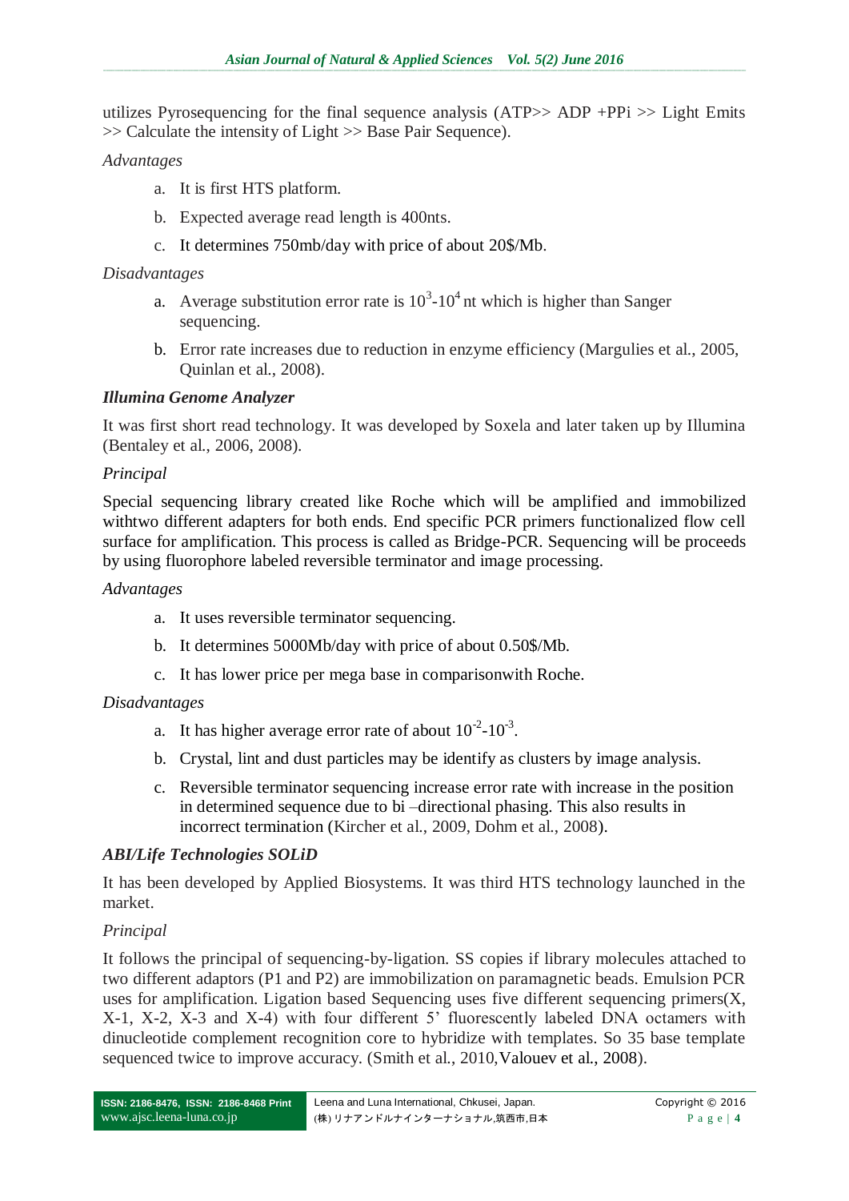utilizes Pyrosequencing for the final sequence analysis (ATP>> ADP +PPi >> Light Emits >> Calculate the intensity of Light >> Base Pair Sequence).

*Advantages*

a. It is first HTS platform.

b. Expected average read length is 400nts.

c. It determines 750mb/day with price of about 20$/Mb.

*Disadvantages*

a. Average substitution error rate is $10^3$-$10^4$ nt which is higher than Sanger sequencing.

b. Error rate increases due to reduction in enzyme efficiency (Margulies et al., 2005, Quinlan et al., 2008).

***Illumina Genome Analyzer***

It was first short read technology. It was developed by Soxela and later taken up by Illumina (Bentaley et al., 2006, 2008).

*Principal*

Special sequencing library created like Roche which will be amplified and immobilized withtwo different adapters for both ends. End specific PCR primers functionalized flow cell surface for amplification. This process is called as Bridge-PCR. Sequencing will be proceeds by using fluorophore labeled reversible terminator and image processing.

*Advantages*

a. It uses reversible terminator sequencing.

b. It determines 5000Mb/day with price of about 0.50$/Mb.

c. It has lower price per mega base in comparisonwith Roche.

*Disadvantages*

a. It has higher average error rate of about $10^{-2}$-$10^{-3}$.

b. Crystal, lint and dust particles may be identify as clusters by image analysis.

c. Reversible terminator sequencing increase error rate with increase in the position in determined sequence due to bi –directional phasing. This also results in incorrect termination (Kircher et al., 2009, Dohm et al., 2008).

***ABI/Life Technologies SOLiD***

It has been developed by Applied Biosystems. It was third HTS technology launched in the market.

*Principal*

It follows the principal of sequencing-by-ligation. SS copies if library molecules attached to two different adaptors (P1 and P2) are immobilization on paramagnetic beads. Emulsion PCR uses for amplification. Ligation based Sequencing uses five different sequencing primers(X, X-1, X-2, X-3 and X-4) with four different 5' fluorescently labeled DNA octamers with dinucleotide complement recognition core to hybridize with templates. So 35 base template sequenced twice to improve accuracy. (Smith et al., 2010,Valouev et al., 2008).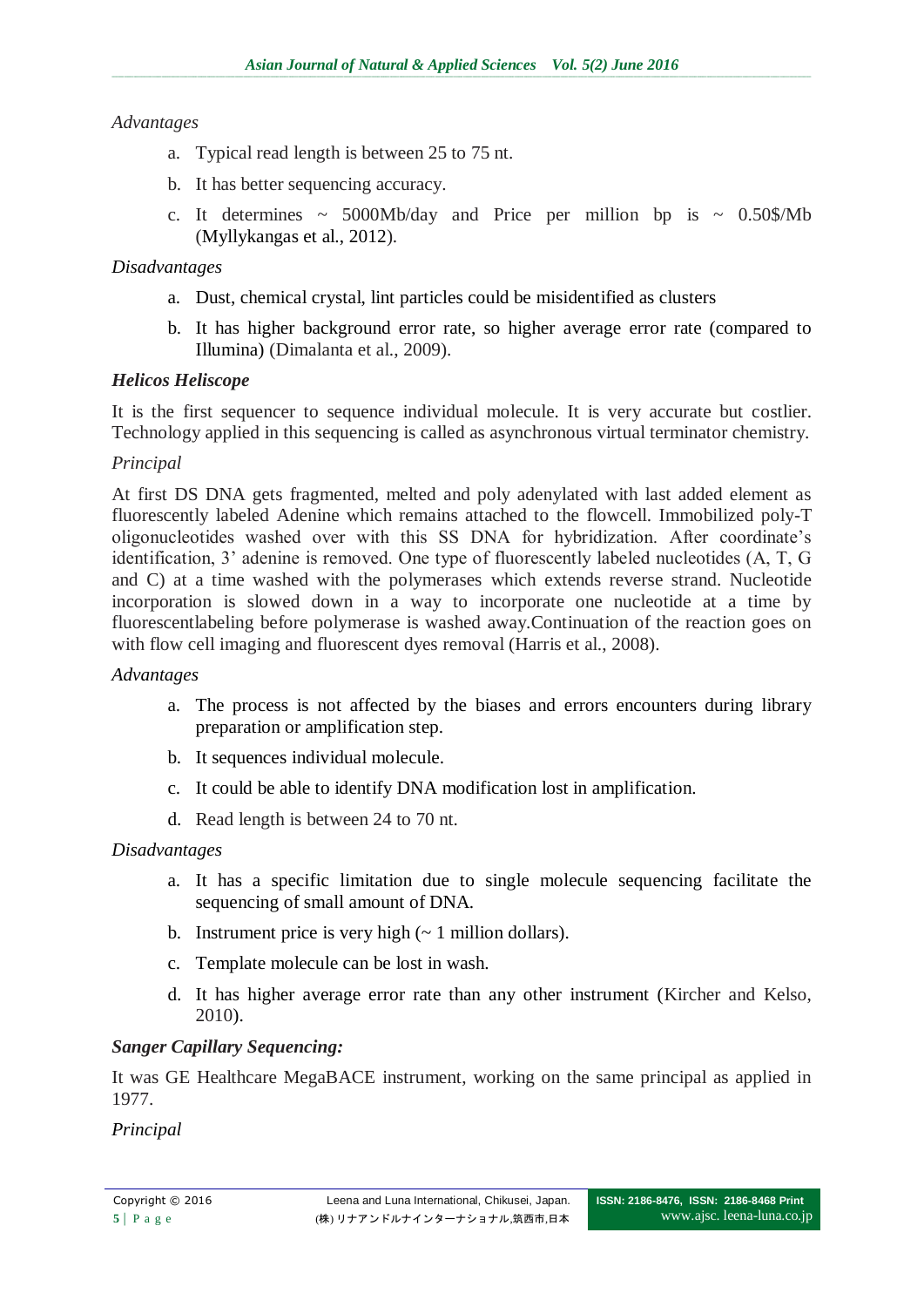*Advantages*

a. Typical read length is between 25 to 75 nt.

b. It has better sequencing accuracy.

c. It determines ~ 5000Mb/day and Price per million bp is ~ 0.50$/Mb (Myllykangas et al., 2012).

*Disadvantages*

a. Dust, chemical crystal, lint particles could be misidentified as clusters

b. It has higher background error rate, so higher average error rate (compared to Illumina) (Dimalanta et al., 2009).

***Helicos Heliscope***

It is the first sequencer to sequence individual molecule. It is very accurate but costlier. Technology applied in this sequencing is called as asynchronous virtual terminator chemistry.

*Principal*

At first DS DNA gets fragmented, melted and poly adenylated with last added element as fluorescently labeled Adenine which remains attached to the flowcell. Immobilized poly-T oligonucleotides washed over with this SS DNA for hybridization. After coordinate's identification, 3' adenine is removed. One type of fluorescently labeled nucleotides (A, T, G and C) at a time washed with the polymerases which extends reverse strand. Nucleotide incorporation is slowed down in a way to incorporate one nucleotide at a time by fluorescentlabeling before polymerase is washed away.Continuation of the reaction goes on with flow cell imaging and fluorescent dyes removal (Harris et al., 2008).

*Advantages*

a. The process is not affected by the biases and errors encounters during library preparation or amplification step.

b. It sequences individual molecule.

c. It could be able to identify DNA modification lost in amplification.

d. Read length is between 24 to 70 nt.

*Disadvantages*

a. It has a specific limitation due to single molecule sequencing facilitate the sequencing of small amount of DNA.

b. Instrument price is very high (~ 1 million dollars).

c. Template molecule can be lost in wash.

d. It has higher average error rate than any other instrument (Kircher and Kelso, 2010).

***Sanger Capillary Sequencing:***

It was GE Healthcare MegaBACE instrument, working on the same principal as applied in 1977.

*Principal*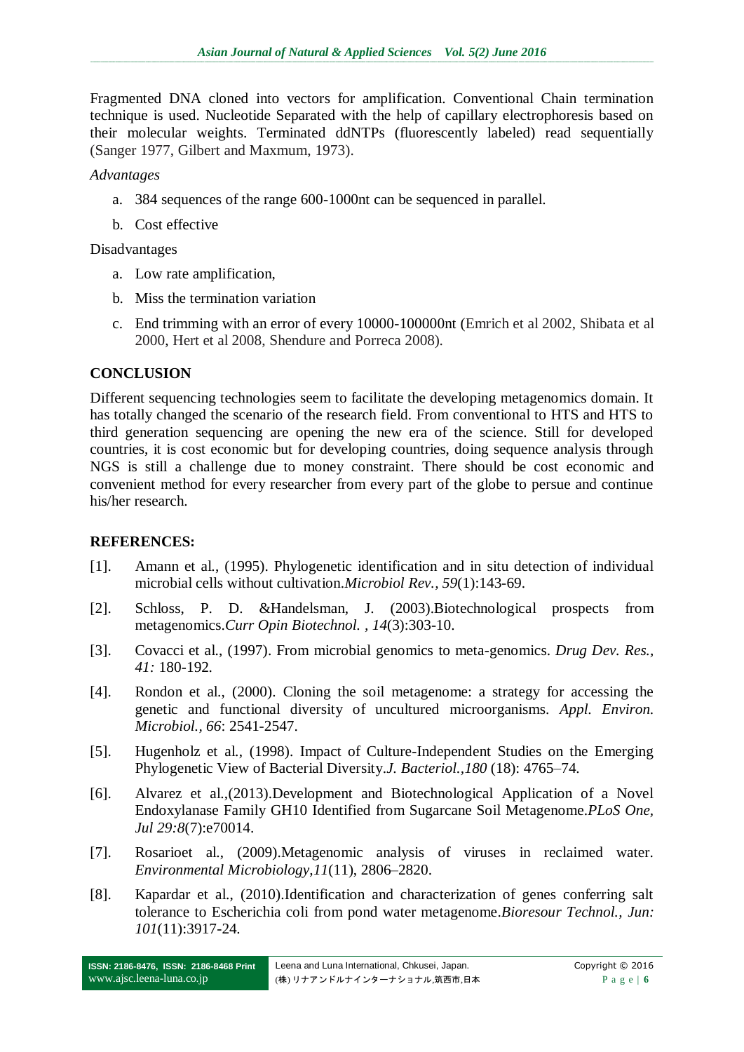Fragmented DNA cloned into vectors for amplification. Conventional Chain termination technique is used. Nucleotide Separated with the help of capillary electrophoresis based on their molecular weights. Terminated ddNTPs (fluorescently labeled) read sequentially (Sanger 1977, Gilbert and Maxmum, 1973).

*Advantages*

a. 384 sequences of the range 600-1000nt can be sequenced in parallel.
b. Cost effective

Disadvantages

a. Low rate amplification,
b. Miss the termination variation
c. End trimming with an error of every 10000-100000nt (Emrich et al 2002, Shibata et al 2000, Hert et al 2008, Shendure and Porreca 2008).

## CONCLUSION

Different sequencing technologies seem to facilitate the developing metagenomics domain. It has totally changed the scenario of the research field. From conventional to HTS and HTS to third generation sequencing are opening the new era of the science. Still for developed countries, it is cost economic but for developing countries, doing sequence analysis through NGS is still a challenge due to money constraint. There should be cost economic and convenient method for every researcher from every part of the globe to persue and continue his/her research.

## REFERENCES:

[1]. Amann et al., (1995). Phylogenetic identification and in situ detection of individual microbial cells without cultivation.*Microbiol Rev., 59*(1):143-69.

[2]. Schloss, P. D. &Handelsman, J. (2003).Biotechnological prospects from metagenomics.*Curr Opin Biotechnol. , 14*(3):303-10.

[3]. Covacci et al., (1997). From microbial genomics to meta-genomics. *Drug Dev. Res., 41:* 180-192.

[4]. Rondon et al., (2000). Cloning the soil metagenome: a strategy for accessing the genetic and functional diversity of uncultured microorganisms. *Appl. Environ. Microbiol., 66*: 2541-2547.

[5]. Hugenholz et al., (1998). Impact of Culture-Independent Studies on the Emerging Phylogenetic View of Bacterial Diversity.*J. Bacteriol.,180* (18): 4765–74.

[6]. Alvarez et al.,(2013).Development and Biotechnological Application of a Novel Endoxylanase Family GH10 Identified from Sugarcane Soil Metagenome.*PLoS One, Jul 29:8*(7):e70014.

[7]. Rosarioet al., (2009).Metagenomic analysis of viruses in reclaimed water. *Environmental Microbiology,11*(11), 2806–2820.

[8]. Kapardar et al., (2010).Identification and characterization of genes conferring salt tolerance to Escherichia coli from pond water metagenome.*Bioresour Technol., Jun: 101*(11):3917-24.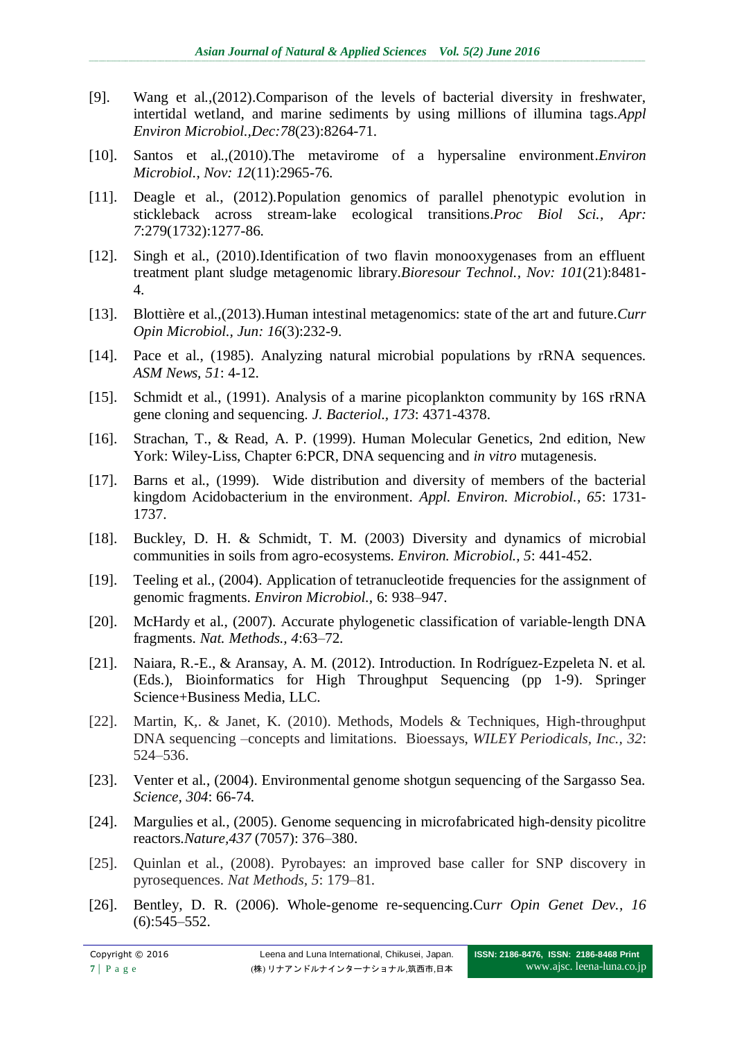[9]. Wang et al.,(2012).Comparison of the levels of bacterial diversity in freshwater, intertidal wetland, and marine sediments by using millions of illumina tags.*Appl Environ Microbiol.,Dec:78*(23):8264-71.

[10]. Santos et al.,(2010).The metavirome of a hypersaline environment.*Environ Microbiol., Nov: 12*(11):2965-76.

[11]. Deagle et al., (2012).Population genomics of parallel phenotypic evolution in stickleback across stream-lake ecological transitions.*Proc Biol Sci., Apr: 7*:279(1732):1277-86.

[12]. Singh et al., (2010).Identification of two flavin monooxygenases from an effluent treatment plant sludge metagenomic library.*Bioresour Technol., Nov: 101*(21):8481-4.

[13]. Blottière et al.,(2013).Human intestinal metagenomics: state of the art and future.*Curr Opin Microbiol., Jun: 16*(3):232-9.

[14]. Pace et al., (1985). Analyzing natural microbial populations by rRNA sequences. *ASM News, 51*: 4-12.

[15]. Schmidt et al., (1991). Analysis of a marine picoplankton community by 16S rRNA gene cloning and sequencing. *J. Bacteriol., 173*: 4371-4378.

[16]. Strachan, T., & Read, A. P. (1999). Human Molecular Genetics, 2nd edition, New York: Wiley-Liss, Chapter 6:PCR, DNA sequencing and *in vitro* mutagenesis.

[17]. Barns et al., (1999). Wide distribution and diversity of members of the bacterial kingdom Acidobacterium in the environment. *Appl. Environ. Microbiol., 65*: 1731-1737.

[18]. Buckley, D. H. & Schmidt, T. M. (2003) Diversity and dynamics of microbial communities in soils from agro-ecosystems. *Environ. Microbiol., 5*: 441-452.

[19]. Teeling et al., (2004). Application of tetranucleotide frequencies for the assignment of genomic fragments. *Environ Microbiol.*, 6: 938–947.

[20]. McHardy et al., (2007). Accurate phylogenetic classification of variable-length DNA fragments. *Nat. Methods., 4*:63–72.

[21]. Naiara, R.-E., & Aransay, A. M. (2012). Introduction. In Rodríguez-Ezpeleta N. et al. (Eds.), Bioinformatics for High Throughput Sequencing (pp 1-9). Springer Science+Business Media, LLC.

[22]. Martin, K,. & Janet, K. (2010). Methods, Models & Techniques, High-throughput DNA sequencing –concepts and limitations. Bioessays, *WILEY Periodicals, Inc., 32*: 524–536.

[23]. Venter et al., (2004). Environmental genome shotgun sequencing of the Sargasso Sea. *Science, 304*: 66-74.

[24]. Margulies et al., (2005). Genome sequencing in microfabricated high-density picolitre reactors.*Nature,437* (7057): 376–380.

[25]. Quinlan et al., (2008). Pyrobayes: an improved base caller for SNP discovery in pyrosequences. *Nat Methods, 5*: 179–81.

[26]. Bentley, D. R. (2006). Whole-genome re-sequencing.Cu*rr Opin Genet Dev., 16* (6):545–552.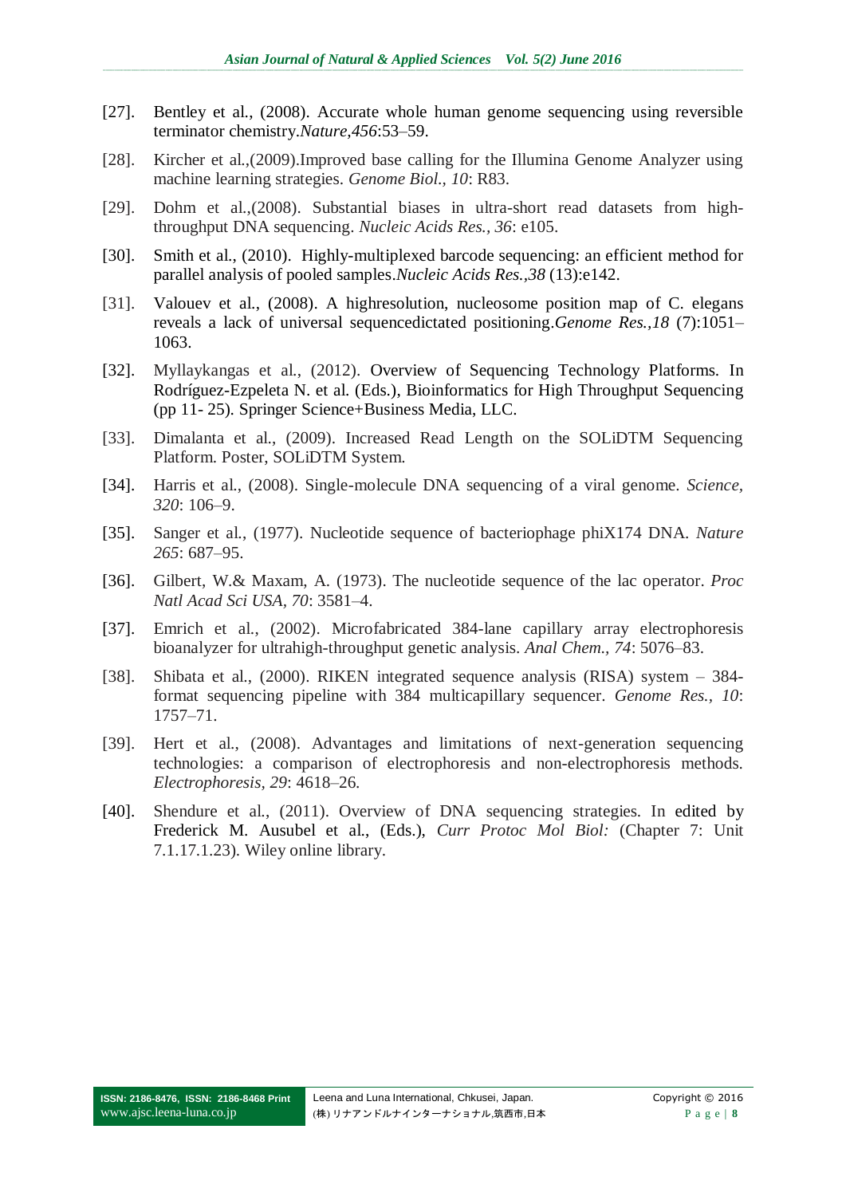[27]. Bentley et al., (2008). Accurate whole human genome sequencing using reversible terminator chemistry.*Nature*,*456*:53–59.

[28]. Kircher et al.,(2009).Improved base calling for the Illumina Genome Analyzer using machine learning strategies. *Genome Biol., 10*: R83.

[29]. Dohm et al.,(2008). Substantial biases in ultra-short read datasets from high-throughput DNA sequencing. *Nucleic Acids Res.*, *36*: e105.

[30]. Smith et al., (2010). Highly-multiplexed barcode sequencing: an efficient method for parallel analysis of pooled samples.*Nucleic Acids Res.,38* (13):e142.

[31]. Valouev et al., (2008). A highresolution, nucleosome position map of C. elegans reveals a lack of universal sequencedictated positioning.*Genome Res.,18* (7):1051–1063.

[32]. Myllaykangas et al., (2012). Overview of Sequencing Technology Platforms. In Rodríguez-Ezpeleta N. et al. (Eds.), Bioinformatics for High Throughput Sequencing (pp 11- 25). Springer Science+Business Media, LLC.

[33]. Dimalanta et al., (2009). Increased Read Length on the SOLiDTM Sequencing Platform. Poster, SOLiDTM System.

[34]. Harris et al., (2008). Single-molecule DNA sequencing of a viral genome. *Science*, *320*: 106–9.

[35]. Sanger et al., (1977). Nucleotide sequence of bacteriophage phiX174 DNA. *Nature 265*: 687–95.

[36]. Gilbert, W.& Maxam, A. (1973). The nucleotide sequence of the lac operator. *Proc Natl Acad Sci USA, 70*: 3581–4.

[37]. Emrich et al., (2002). Microfabricated 384-lane capillary array electrophoresis bioanalyzer for ultrahigh-throughput genetic analysis. *Anal Chem., 74*: 5076–83.

[38]. Shibata et al., (2000). RIKEN integrated sequence analysis (RISA) system – 384-format sequencing pipeline with 384 multicapillary sequencer. *Genome Res., 10*: 1757–71.

[39]. Hert et al., (2008). Advantages and limitations of next-generation sequencing technologies: a comparison of electrophoresis and non-electrophoresis methods. *Electrophoresis, 29*: 4618–26.

[40]. Shendure et al., (2011). Overview of DNA sequencing strategies. In edited by Frederick M. Ausubel et al., (Eds.), *Curr Protoc Mol Biol:* (Chapter 7: Unit 7.1.17.1.23). Wiley online library.